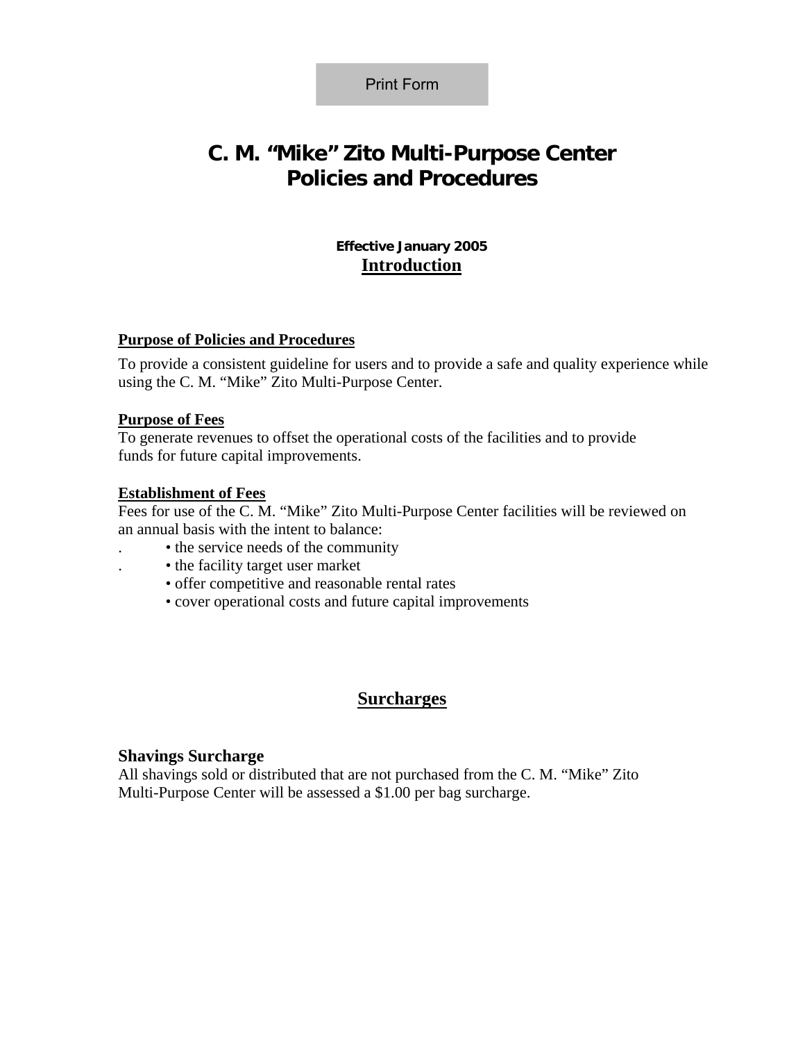Print Form

# C. M. "Mike" Zito Multi-Purpose Center Policies and Procedures

**Effective January 2005**

## Introduction

**Purpose of Policies and Procedures**

To provide a consistent guideline for users and to provide a safe and quality experience while using the C. M. "Mike" Zito Multi-Purpose Center.

**Purpose of Fees**

To generate revenues to offset the operational costs of the facilities and to provide funds for future capital improvements.

**Establishment of Fees**

Fees for use of the C. M. "Mike" Zito Multi-Purpose Center facilities will be reviewed on an annual basis with the intent to balance:

- the service needs of the community
- the facility target user market
- offer competitive and reasonable rental rates
- cover operational costs and future capital improvements

## Surcharges

### Shavings Surcharge

All shavings sold or distributed that are not purchased from the C. M. "Mike" Zito Multi-Purpose Center will be assessed a $1.00 per bag surcharge.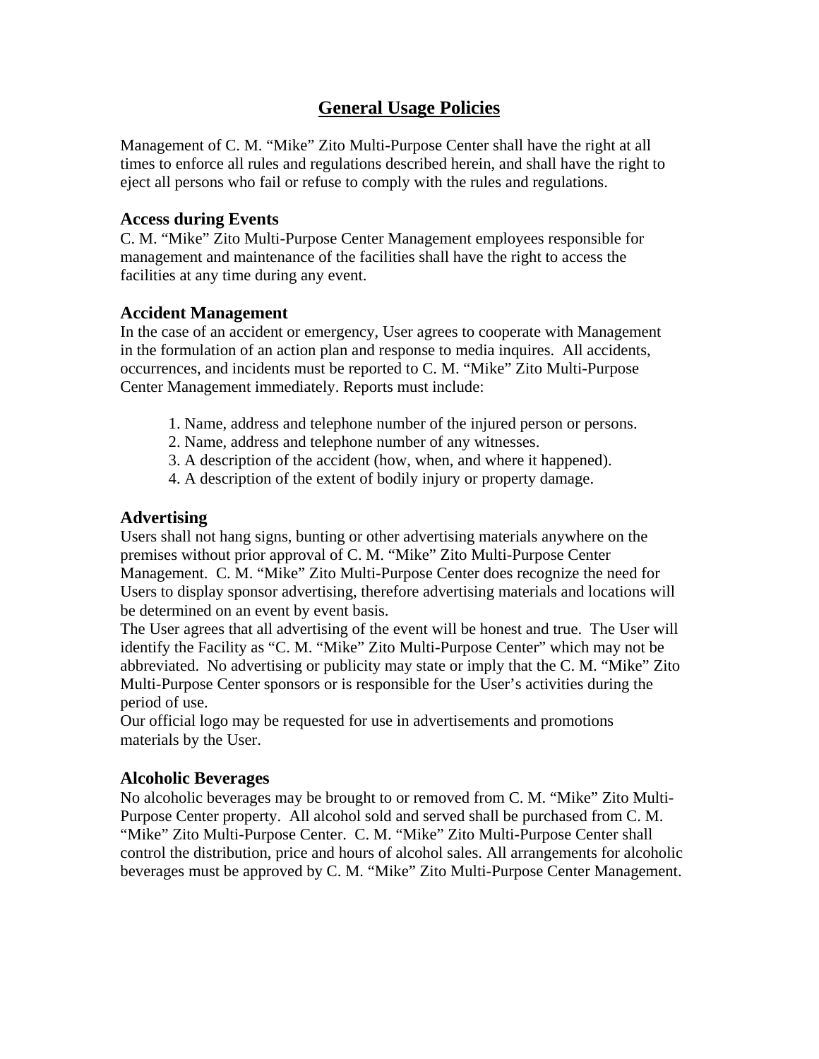# General Usage Policies

Management of C. M. "Mike" Zito Multi-Purpose Center shall have the right at all times to enforce all rules and regulations described herein, and shall have the right to eject all persons who fail or refuse to comply with the rules and regulations.

### Access during Events

C. M. "Mike" Zito Multi-Purpose Center Management employees responsible for management and maintenance of the facilities shall have the right to access the facilities at any time during any event.

### Accident Management

In the case of an accident or emergency, User agrees to cooperate with Management in the formulation of an action plan and response to media inquires. All accidents, occurrences, and incidents must be reported to C. M. "Mike" Zito Multi-Purpose Center Management immediately. Reports must include:

1. Name, address and telephone number of the injured person or persons.
2. Name, address and telephone number of any witnesses.
3. A description of the accident (how, when, and where it happened).
4. A description of the extent of bodily injury or property damage.

### Advertising

Users shall not hang signs, bunting or other advertising materials anywhere on the premises without prior approval of C. M. "Mike" Zito Multi-Purpose Center Management. C. M. "Mike" Zito Multi-Purpose Center does recognize the need for Users to display sponsor advertising, therefore advertising materials and locations will be determined on an event by event basis.

The User agrees that all advertising of the event will be honest and true. The User will identify the Facility as "C. M. "Mike" Zito Multi-Purpose Center" which may not be abbreviated. No advertising or publicity may state or imply that the C. M. "Mike" Zito Multi-Purpose Center sponsors or is responsible for the User's activities during the period of use.

Our official logo may be requested for use in advertisements and promotions materials by the User.

### Alcoholic Beverages

No alcoholic beverages may be brought to or removed from C. M. "Mike" Zito Multi-Purpose Center property. All alcohol sold and served shall be purchased from C. M. "Mike" Zito Multi-Purpose Center. C. M. "Mike" Zito Multi-Purpose Center shall control the distribution, price and hours of alcohol sales. All arrangements for alcoholic beverages must be approved by C. M. "Mike" Zito Multi-Purpose Center Management.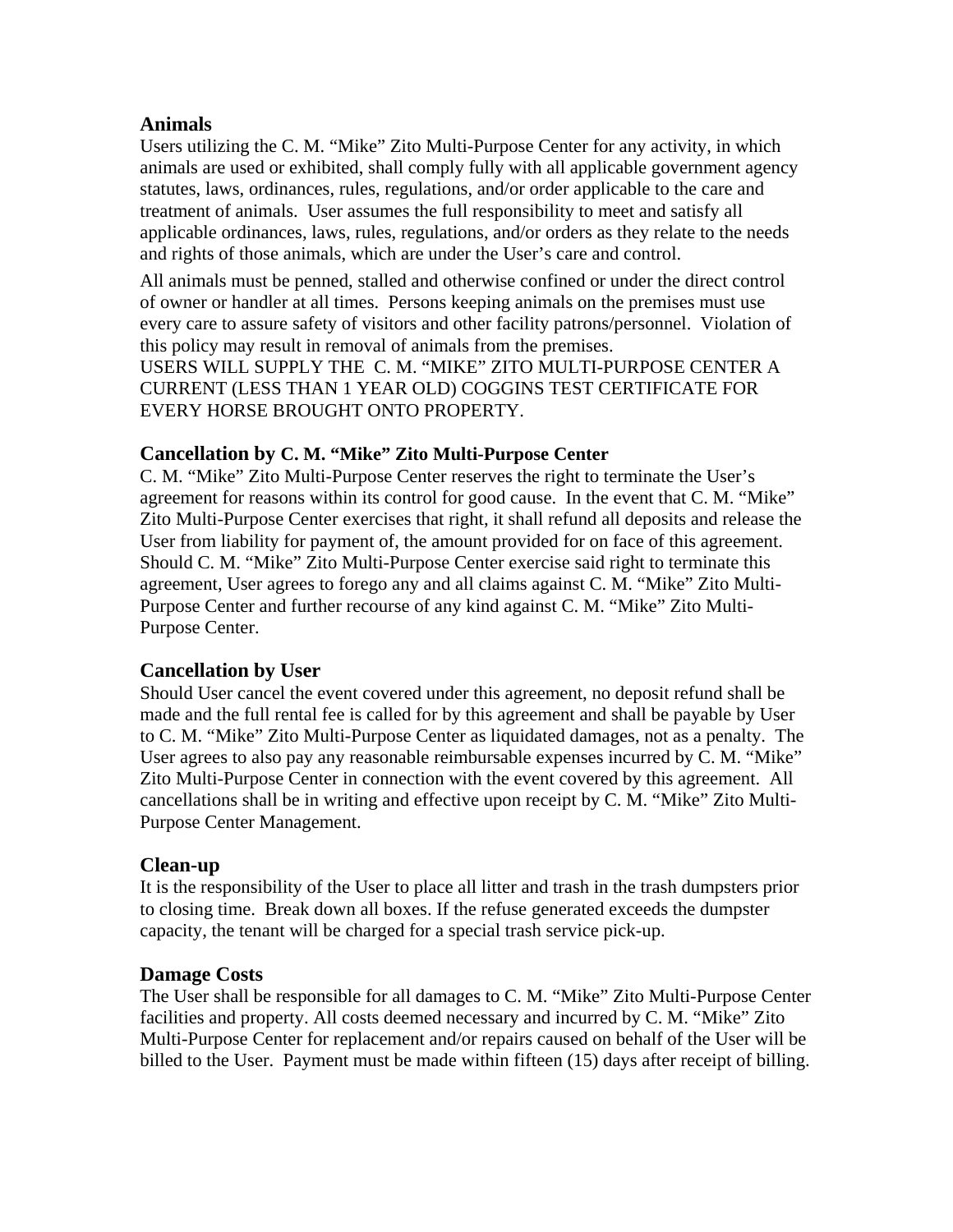## Animals

Users utilizing the C. M. "Mike" Zito Multi-Purpose Center for any activity, in which animals are used or exhibited, shall comply fully with all applicable government agency statutes, laws, ordinances, rules, regulations, and/or order applicable to the care and treatment of animals. User assumes the full responsibility to meet and satisfy all applicable ordinances, laws, rules, regulations, and/or orders as they relate to the needs and rights of those animals, which are under the User's care and control.

All animals must be penned, stalled and otherwise confined or under the direct control of owner or handler at all times. Persons keeping animals on the premises must use every care to assure safety of visitors and other facility patrons/personnel. Violation of this policy may result in removal of animals from the premises.
USERS WILL SUPPLY THE C. M. "MIKE" ZITO MULTI-PURPOSE CENTER A CURRENT (LESS THAN 1 YEAR OLD) COGGINS TEST CERTIFICATE FOR EVERY HORSE BROUGHT ONTO PROPERTY.

## Cancellation by C. M. "Mike" Zito Multi-Purpose Center

C. M. "Mike" Zito Multi-Purpose Center reserves the right to terminate the User's agreement for reasons within its control for good cause. In the event that C. M. "Mike" Zito Multi-Purpose Center exercises that right, it shall refund all deposits and release the User from liability for payment of, the amount provided for on face of this agreement. Should C. M. "Mike" Zito Multi-Purpose Center exercise said right to terminate this agreement, User agrees to forego any and all claims against C. M. "Mike" Zito Multi-Purpose Center and further recourse of any kind against C. M. "Mike" Zito Multi-Purpose Center.

## Cancellation by User

Should User cancel the event covered under this agreement, no deposit refund shall be made and the full rental fee is called for by this agreement and shall be payable by User to C. M. "Mike" Zito Multi-Purpose Center as liquidated damages, not as a penalty. The User agrees to also pay any reasonable reimbursable expenses incurred by C. M. "Mike" Zito Multi-Purpose Center in connection with the event covered by this agreement. All cancellations shall be in writing and effective upon receipt by C. M. "Mike" Zito Multi-Purpose Center Management.

## Clean-up

It is the responsibility of the User to place all litter and trash in the trash dumpsters prior to closing time. Break down all boxes. If the refuse generated exceeds the dumpster capacity, the tenant will be charged for a special trash service pick-up.

## Damage Costs

The User shall be responsible for all damages to C. M. "Mike" Zito Multi-Purpose Center facilities and property. All costs deemed necessary and incurred by C. M. "Mike" Zito Multi-Purpose Center for replacement and/or repairs caused on behalf of the User will be billed to the User. Payment must be made within fifteen (15) days after receipt of billing.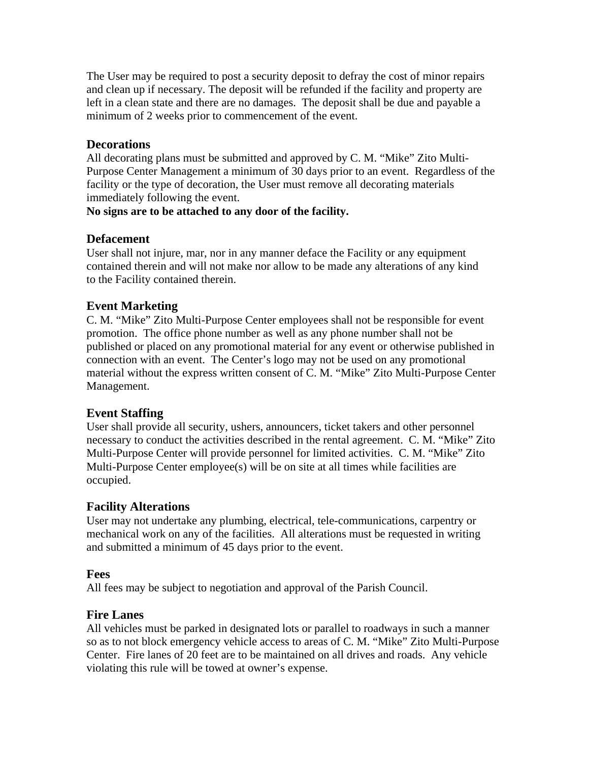The User may be required to post a security deposit to defray the cost of minor repairs and clean up if necessary. The deposit will be refunded if the facility and property are left in a clean state and there are no damages. The deposit shall be due and payable a minimum of 2 weeks prior to commencement of the event.

### Decorations

All decorating plans must be submitted and approved by C. M. "Mike" Zito Multi-Purpose Center Management a minimum of 30 days prior to an event. Regardless of the facility or the type of decoration, the User must remove all decorating materials immediately following the event.

**No signs are to be attached to any door of the facility.**

### Defacement

User shall not injure, mar, nor in any manner deface the Facility or any equipment contained therein and will not make nor allow to be made any alterations of any kind to the Facility contained therein.

### Event Marketing

C. M. "Mike" Zito Multi-Purpose Center employees shall not be responsible for event promotion. The office phone number as well as any phone number shall not be published or placed on any promotional material for any event or otherwise published in connection with an event. The Center's logo may not be used on any promotional material without the express written consent of C. M. "Mike" Zito Multi-Purpose Center Management.

### Event Staffing

User shall provide all security, ushers, announcers, ticket takers and other personnel necessary to conduct the activities described in the rental agreement. C. M. "Mike" Zito Multi-Purpose Center will provide personnel for limited activities. C. M. "Mike" Zito Multi-Purpose Center employee(s) will be on site at all times while facilities are occupied.

### Facility Alterations

User may not undertake any plumbing, electrical, tele-communications, carpentry or mechanical work on any of the facilities. All alterations must be requested in writing and submitted a minimum of 45 days prior to the event.

### Fees

All fees may be subject to negotiation and approval of the Parish Council.

### Fire Lanes

All vehicles must be parked in designated lots or parallel to roadways in such a manner so as to not block emergency vehicle access to areas of C. M. "Mike" Zito Multi-Purpose Center. Fire lanes of 20 feet are to be maintained on all drives and roads. Any vehicle violating this rule will be towed at owner's expense.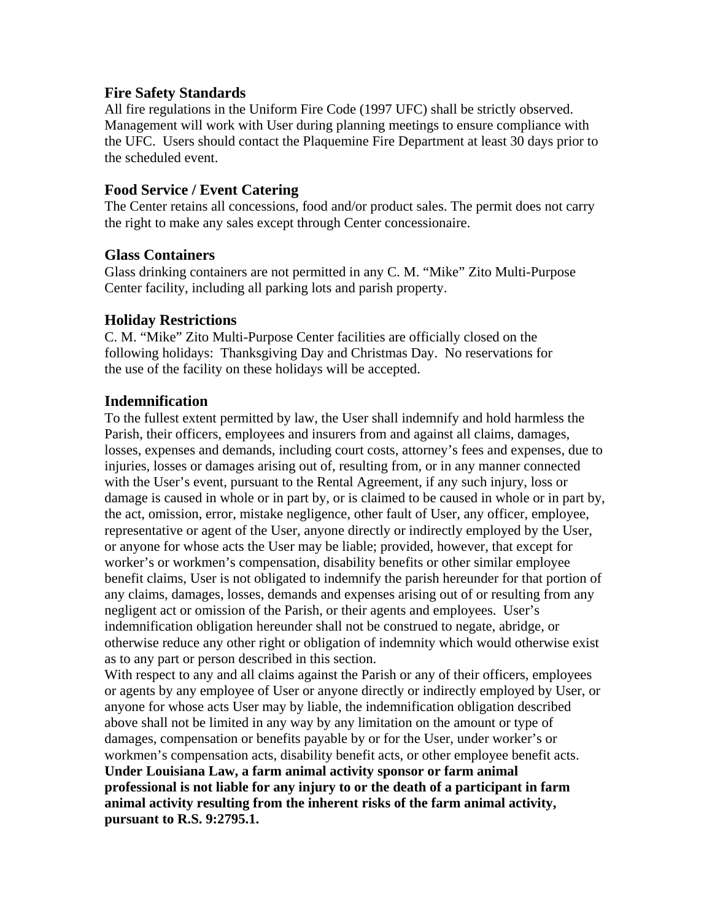### Fire Safety Standards

All fire regulations in the Uniform Fire Code (1997 UFC) shall be strictly observed. Management will work with User during planning meetings to ensure compliance with the UFC. Users should contact the Plaquemine Fire Department at least 30 days prior to the scheduled event.

### Food Service / Event Catering

The Center retains all concessions, food and/or product sales. The permit does not carry the right to make any sales except through Center concessionaire.

### Glass Containers

Glass drinking containers are not permitted in any C. M. "Mike" Zito Multi-Purpose Center facility, including all parking lots and parish property.

### Holiday Restrictions

C. M. "Mike" Zito Multi-Purpose Center facilities are officially closed on the following holidays: Thanksgiving Day and Christmas Day. No reservations for the use of the facility on these holidays will be accepted.

### Indemnification

To the fullest extent permitted by law, the User shall indemnify and hold harmless the Parish, their officers, employees and insurers from and against all claims, damages, losses, expenses and demands, including court costs, attorney's fees and expenses, due to injuries, losses or damages arising out of, resulting from, or in any manner connected with the User's event, pursuant to the Rental Agreement, if any such injury, loss or damage is caused in whole or in part by, or is claimed to be caused in whole or in part by, the act, omission, error, mistake negligence, other fault of User, any officer, employee, representative or agent of the User, anyone directly or indirectly employed by the User, or anyone for whose acts the User may be liable; provided, however, that except for worker's or workmen's compensation, disability benefits or other similar employee benefit claims, User is not obligated to indemnify the parish hereunder for that portion of any claims, damages, losses, demands and expenses arising out of or resulting from any negligent act or omission of the Parish, or their agents and employees. User's indemnification obligation hereunder shall not be construed to negate, abridge, or otherwise reduce any other right or obligation of indemnity which would otherwise exist as to any part or person described in this section.

With respect to any and all claims against the Parish or any of their officers, employees or agents by any employee of User or anyone directly or indirectly employed by User, or anyone for whose acts User may by liable, the indemnification obligation described above shall not be limited in any way by any limitation on the amount or type of damages, compensation or benefits payable by or for the User, under worker's or workmen's compensation acts, disability benefit acts, or other employee benefit acts.

**Under Louisiana Law, a farm animal activity sponsor or farm animal professional is not liable for any injury to or the death of a participant in farm animal activity resulting from the inherent risks of the farm animal activity, pursuant to R.S. 9:2795.1.**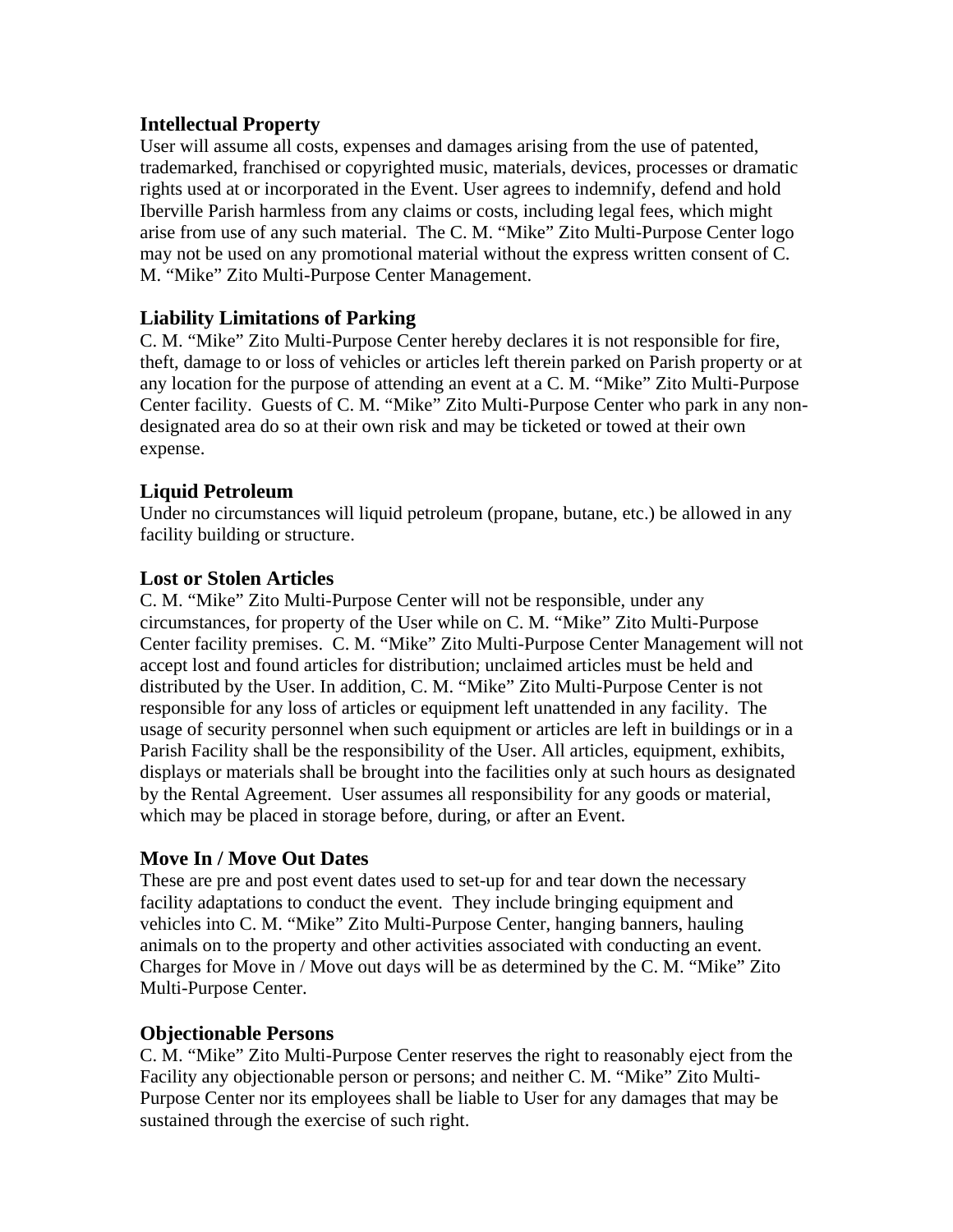### Intellectual Property

User will assume all costs, expenses and damages arising from the use of patented, trademarked, franchised or copyrighted music, materials, devices, processes or dramatic rights used at or incorporated in the Event. User agrees to indemnify, defend and hold Iberville Parish harmless from any claims or costs, including legal fees, which might arise from use of any such material. The C. M. "Mike" Zito Multi-Purpose Center logo may not be used on any promotional material without the express written consent of C. M. "Mike" Zito Multi-Purpose Center Management.

### Liability Limitations of Parking

C. M. "Mike" Zito Multi-Purpose Center hereby declares it is not responsible for fire, theft, damage to or loss of vehicles or articles left therein parked on Parish property or at any location for the purpose of attending an event at a C. M. "Mike" Zito Multi-Purpose Center facility. Guests of C. M. "Mike" Zito Multi-Purpose Center who park in any non-designated area do so at their own risk and may be ticketed or towed at their own expense.

### Liquid Petroleum

Under no circumstances will liquid petroleum (propane, butane, etc.) be allowed in any facility building or structure.

### Lost or Stolen Articles

C. M. "Mike" Zito Multi-Purpose Center will not be responsible, under any circumstances, for property of the User while on C. M. "Mike" Zito Multi-Purpose Center facility premises. C. M. "Mike" Zito Multi-Purpose Center Management will not accept lost and found articles for distribution; unclaimed articles must be held and distributed by the User. In addition, C. M. "Mike" Zito Multi-Purpose Center is not responsible for any loss of articles or equipment left unattended in any facility. The usage of security personnel when such equipment or articles are left in buildings or in a Parish Facility shall be the responsibility of the User. All articles, equipment, exhibits, displays or materials shall be brought into the facilities only at such hours as designated by the Rental Agreement. User assumes all responsibility for any goods or material, which may be placed in storage before, during, or after an Event.

### Move In / Move Out Dates

These are pre and post event dates used to set-up for and tear down the necessary facility adaptations to conduct the event. They include bringing equipment and vehicles into C. M. "Mike" Zito Multi-Purpose Center, hanging banners, hauling animals on to the property and other activities associated with conducting an event. Charges for Move in / Move out days will be as determined by the C. M. "Mike" Zito Multi-Purpose Center.

### Objectionable Persons

C. M. "Mike" Zito Multi-Purpose Center reserves the right to reasonably eject from the Facility any objectionable person or persons; and neither C. M. "Mike" Zito Multi-Purpose Center nor its employees shall be liable to User for any damages that may be sustained through the exercise of such right.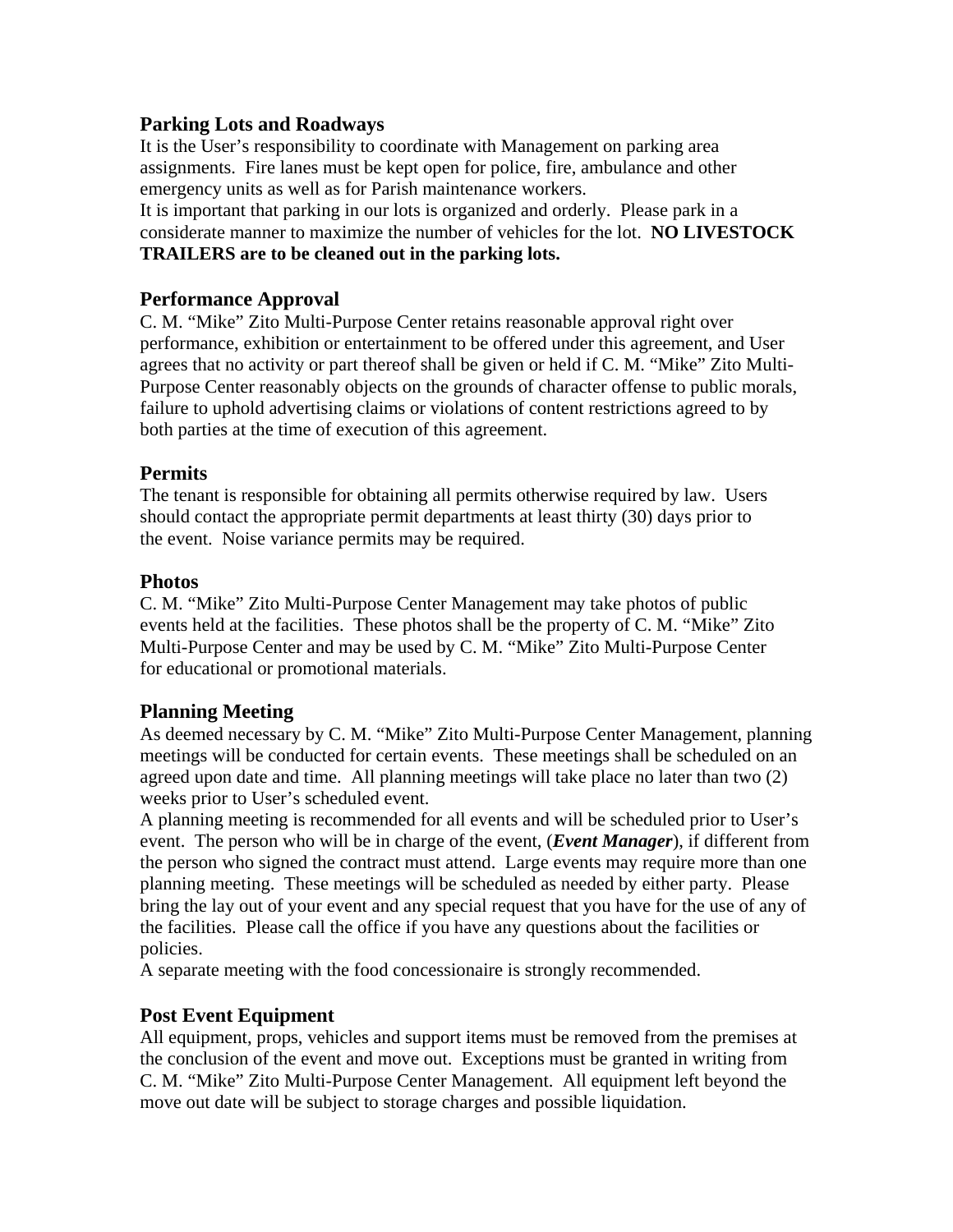## Parking Lots and Roadways

It is the User's responsibility to coordinate with Management on parking area assignments. Fire lanes must be kept open for police, fire, ambulance and other emergency units as well as for Parish maintenance workers.

It is important that parking in our lots is organized and orderly. Please park in a considerate manner to maximize the number of vehicles for the lot. **NO LIVESTOCK TRAILERS are to be cleaned out in the parking lots.**

## Performance Approval

C. M. "Mike" Zito Multi-Purpose Center retains reasonable approval right over performance, exhibition or entertainment to be offered under this agreement, and User agrees that no activity or part thereof shall be given or held if C. M. "Mike" Zito Multi-Purpose Center reasonably objects on the grounds of character offense to public morals, failure to uphold advertising claims or violations of content restrictions agreed to by both parties at the time of execution of this agreement.

## Permits

The tenant is responsible for obtaining all permits otherwise required by law. Users should contact the appropriate permit departments at least thirty (30) days prior to the event. Noise variance permits may be required.

## Photos

C. M. "Mike" Zito Multi-Purpose Center Management may take photos of public events held at the facilities. These photos shall be the property of C. M. "Mike" Zito Multi-Purpose Center and may be used by C. M. "Mike" Zito Multi-Purpose Center for educational or promotional materials.

## Planning Meeting

As deemed necessary by C. M. "Mike" Zito Multi-Purpose Center Management, planning meetings will be conducted for certain events. These meetings shall be scheduled on an agreed upon date and time. All planning meetings will take place no later than two (2) weeks prior to User's scheduled event.

A planning meeting is recommended for all events and will be scheduled prior to User's event. The person who will be in charge of the event, (***Event Manager***), if different from the person who signed the contract must attend. Large events may require more than one planning meeting. These meetings will be scheduled as needed by either party. Please bring the lay out of your event and any special request that you have for the use of any of the facilities. Please call the office if you have any questions about the facilities or policies.

A separate meeting with the food concessionaire is strongly recommended.

## Post Event Equipment

All equipment, props, vehicles and support items must be removed from the premises at the conclusion of the event and move out. Exceptions must be granted in writing from C. M. "Mike" Zito Multi-Purpose Center Management. All equipment left beyond the move out date will be subject to storage charges and possible liquidation.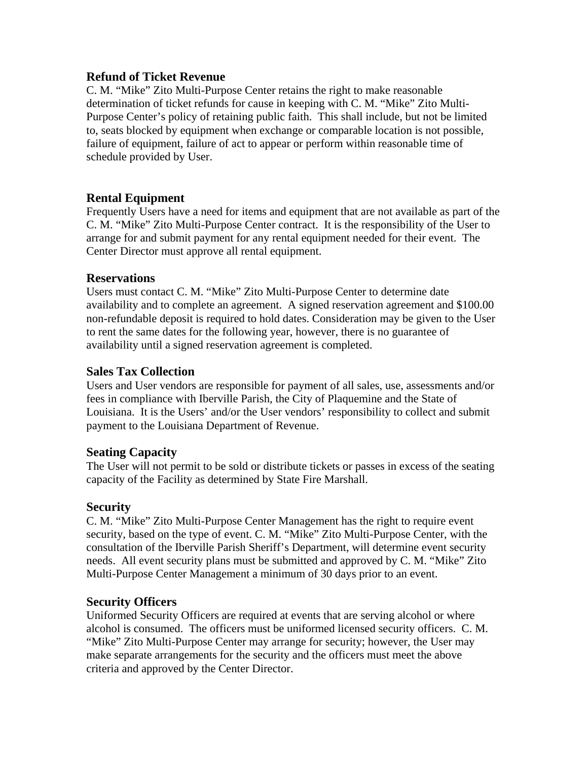### Refund of Ticket Revenue

C. M. “Mike” Zito Multi-Purpose Center retains the right to make reasonable determination of ticket refunds for cause in keeping with C. M. “Mike” Zito Multi-Purpose Center’s policy of retaining public faith. This shall include, but not be limited to, seats blocked by equipment when exchange or comparable location is not possible, failure of equipment, failure of act to appear or perform within reasonable time of schedule provided by User.

### Rental Equipment

Frequently Users have a need for items and equipment that are not available as part of the C. M. “Mike” Zito Multi-Purpose Center contract. It is the responsibility of the User to arrange for and submit payment for any rental equipment needed for their event. The Center Director must approve all rental equipment.

### Reservations

Users must contact C. M. “Mike” Zito Multi-Purpose Center to determine date availability and to complete an agreement. A signed reservation agreement and $100.00 non-refundable deposit is required to hold dates. Consideration may be given to the User to rent the same dates for the following year, however, there is no guarantee of availability until a signed reservation agreement is completed.

### Sales Tax Collection

Users and User vendors are responsible for payment of all sales, use, assessments and/or fees in compliance with Iberville Parish, the City of Plaquemine and the State of Louisiana. It is the Users’ and/or the User vendors’ responsibility to collect and submit payment to the Louisiana Department of Revenue.

### Seating Capacity

The User will not permit to be sold or distribute tickets or passes in excess of the seating capacity of the Facility as determined by State Fire Marshall.

### Security

C. M. “Mike” Zito Multi-Purpose Center Management has the right to require event security, based on the type of event. C. M. “Mike” Zito Multi-Purpose Center, with the consultation of the Iberville Parish Sheriff’s Department, will determine event security needs. All event security plans must be submitted and approved by C. M. “Mike” Zito Multi-Purpose Center Management a minimum of 30 days prior to an event.

### Security Officers

Uniformed Security Officers are required at events that are serving alcohol or where alcohol is consumed. The officers must be uniformed licensed security officers. C. M. “Mike” Zito Multi-Purpose Center may arrange for security; however, the User may make separate arrangements for the security and the officers must meet the above criteria and approved by the Center Director.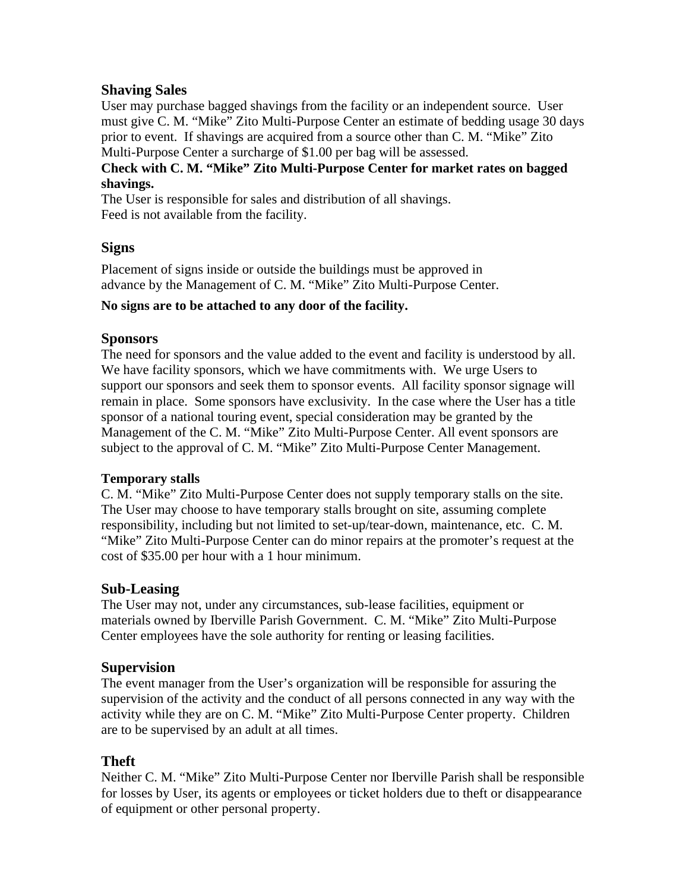## Shaving Sales

User may purchase bagged shavings from the facility or an independent source. User must give C. M. "Mike" Zito Multi-Purpose Center an estimate of bedding usage 30 days prior to event. If shavings are acquired from a source other than C. M. "Mike" Zito Multi-Purpose Center a surcharge of $1.00 per bag will be assessed.

**Check with C. M. "Mike" Zito Multi-Purpose Center for market rates on bagged shavings.**

The User is responsible for sales and distribution of all shavings.
Feed is not available from the facility.

## Signs

Placement of signs inside or outside the buildings must be approved in advance by the Management of C. M. "Mike" Zito Multi-Purpose Center.

**No signs are to be attached to any door of the facility.**

## Sponsors

The need for sponsors and the value added to the event and facility is understood by all. We have facility sponsors, which we have commitments with. We urge Users to support our sponsors and seek them to sponsor events. All facility sponsor signage will remain in place. Some sponsors have exclusivity. In the case where the User has a title sponsor of a national touring event, special consideration may be granted by the Management of the C. M. "Mike" Zito Multi-Purpose Center. All event sponsors are subject to the approval of C. M. "Mike" Zito Multi-Purpose Center Management.

**Temporary stalls**

C. M. "Mike" Zito Multi-Purpose Center does not supply temporary stalls on the site. The User may choose to have temporary stalls brought on site, assuming complete responsibility, including but not limited to set-up/tear-down, maintenance, etc. C. M. "Mike" Zito Multi-Purpose Center can do minor repairs at the promoter's request at the cost of $35.00 per hour with a 1 hour minimum.

## Sub-Leasing

The User may not, under any circumstances, sub-lease facilities, equipment or materials owned by Iberville Parish Government. C. M. "Mike" Zito Multi-Purpose Center employees have the sole authority for renting or leasing facilities.

## Supervision

The event manager from the User's organization will be responsible for assuring the supervision of the activity and the conduct of all persons connected in any way with the activity while they are on C. M. "Mike" Zito Multi-Purpose Center property. Children are to be supervised by an adult at all times.

## Theft

Neither C. M. "Mike" Zito Multi-Purpose Center nor Iberville Parish shall be responsible for losses by User, its agents or employees or ticket holders due to theft or disappearance of equipment or other personal property.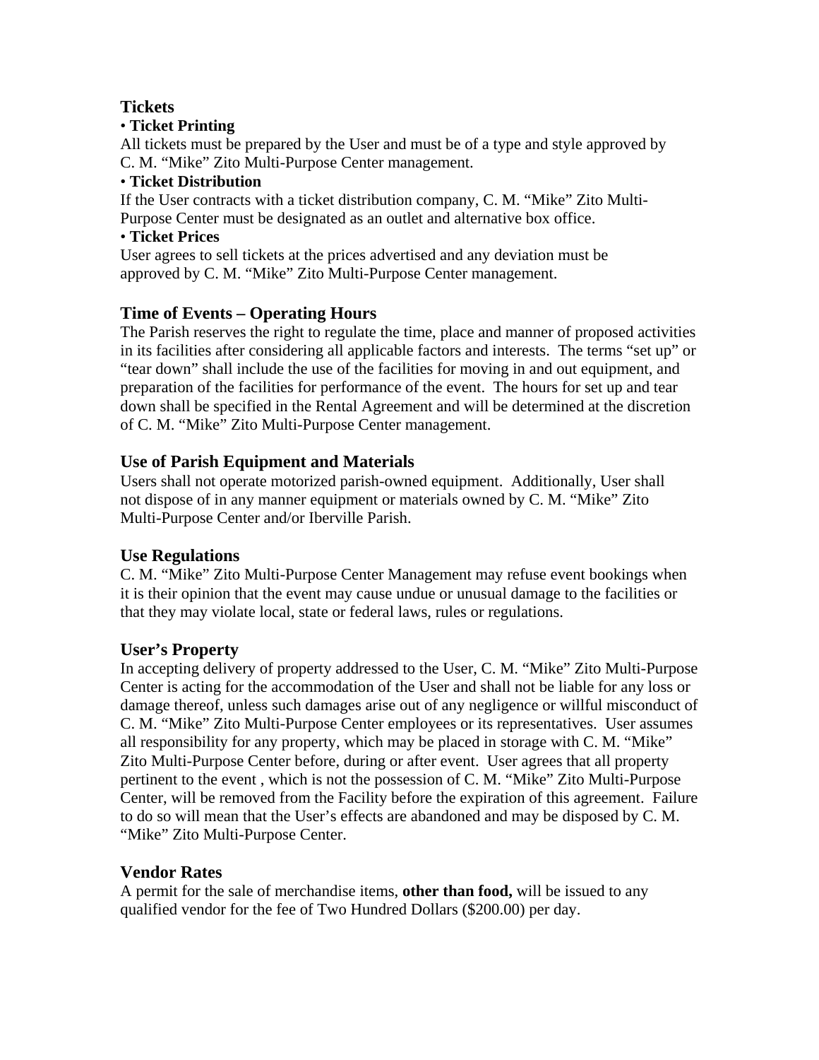## Tickets

- **Ticket Printing**

All tickets must be prepared by the User and must be of a type and style approved by C. M. "Mike" Zito Multi-Purpose Center management.

- **Ticket Distribution**

If the User contracts with a ticket distribution company, C. M. "Mike" Zito Multi-Purpose Center must be designated as an outlet and alternative box office.

- **Ticket Prices**

User agrees to sell tickets at the prices advertised and any deviation must be approved by C. M. "Mike" Zito Multi-Purpose Center management.

## Time of Events – Operating Hours

The Parish reserves the right to regulate the time, place and manner of proposed activities in its facilities after considering all applicable factors and interests. The terms "set up" or "tear down" shall include the use of the facilities for moving in and out equipment, and preparation of the facilities for performance of the event. The hours for set up and tear down shall be specified in the Rental Agreement and will be determined at the discretion of C. M. "Mike" Zito Multi-Purpose Center management.

## Use of Parish Equipment and Materials

Users shall not operate motorized parish-owned equipment. Additionally, User shall not dispose of in any manner equipment or materials owned by C. M. "Mike" Zito Multi-Purpose Center and/or Iberville Parish.

## Use Regulations

C. M. "Mike" Zito Multi-Purpose Center Management may refuse event bookings when it is their opinion that the event may cause undue or unusual damage to the facilities or that they may violate local, state or federal laws, rules or regulations.

## User's Property

In accepting delivery of property addressed to the User, C. M. "Mike" Zito Multi-Purpose Center is acting for the accommodation of the User and shall not be liable for any loss or damage thereof, unless such damages arise out of any negligence or willful misconduct of C. M. "Mike" Zito Multi-Purpose Center employees or its representatives. User assumes all responsibility for any property, which may be placed in storage with C. M. "Mike" Zito Multi-Purpose Center before, during or after event. User agrees that all property pertinent to the event , which is not the possession of C. M. "Mike" Zito Multi-Purpose Center, will be removed from the Facility before the expiration of this agreement. Failure to do so will mean that the User's effects are abandoned and may be disposed by C. M. "Mike" Zito Multi-Purpose Center.

## Vendor Rates

A permit for the sale of merchandise items, **other than food,** will be issued to any qualified vendor for the fee of Two Hundred Dollars ($200.00) per day.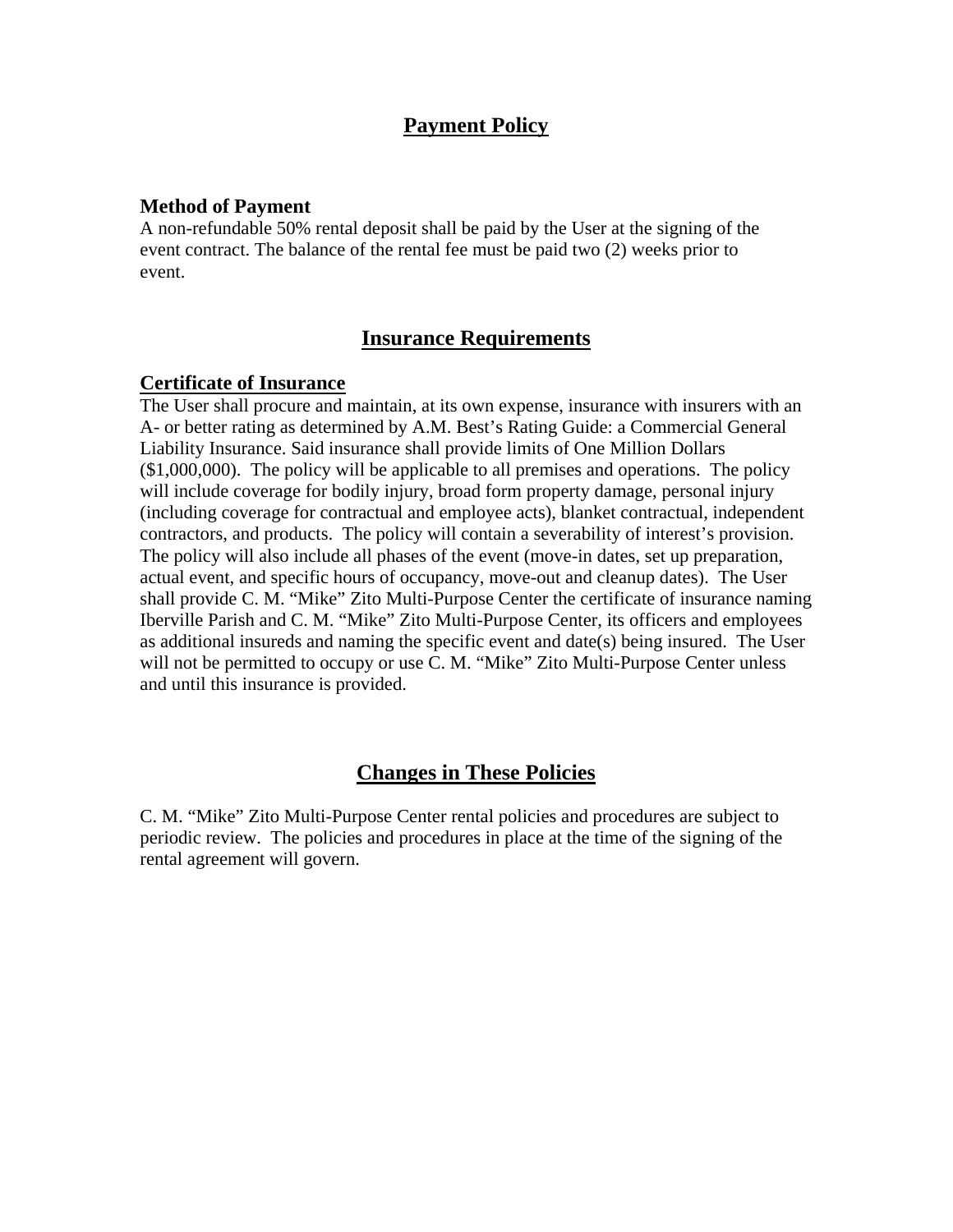# Payment Policy

### Method of Payment

A non-refundable 50% rental deposit shall be paid by the User at the signing of the event contract. The balance of the rental fee must be paid two (2) weeks prior to event.

# Insurance Requirements

### Certificate of Insurance

The User shall procure and maintain, at its own expense, insurance with insurers with an A- or better rating as determined by A.M. Best's Rating Guide: a Commercial General Liability Insurance. Said insurance shall provide limits of One Million Dollars ($1,000,000). The policy will be applicable to all premises and operations. The policy will include coverage for bodily injury, broad form property damage, personal injury (including coverage for contractual and employee acts), blanket contractual, independent contractors, and products. The policy will contain a severability of interest's provision. The policy will also include all phases of the event (move-in dates, set up preparation, actual event, and specific hours of occupancy, move-out and cleanup dates). The User shall provide C. M. "Mike" Zito Multi-Purpose Center the certificate of insurance naming Iberville Parish and C. M. "Mike" Zito Multi-Purpose Center, its officers and employees as additional insureds and naming the specific event and date(s) being insured. The User will not be permitted to occupy or use C. M. "Mike" Zito Multi-Purpose Center unless and until this insurance is provided.

# Changes in These Policies

C. M. "Mike" Zito Multi-Purpose Center rental policies and procedures are subject to periodic review. The policies and procedures in place at the time of the signing of the rental agreement will govern.